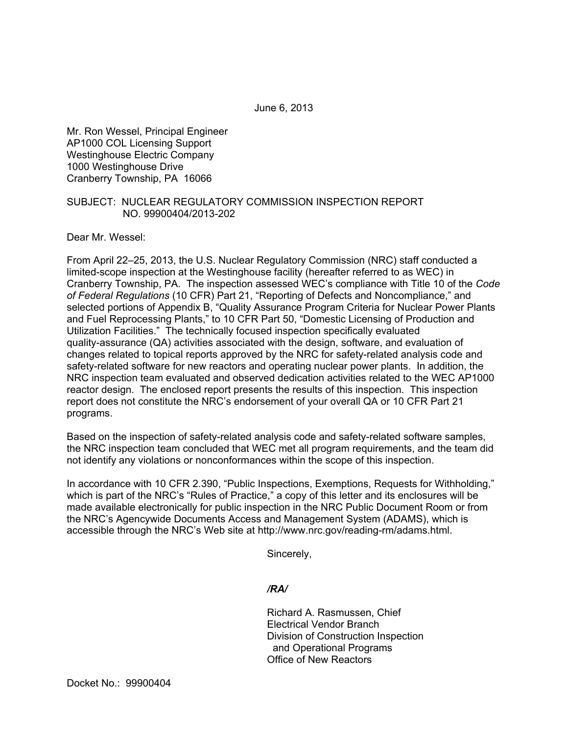June 6, 2013

Mr. Ron Wessel, Principal Engineer
AP1000 COL Licensing Support
Westinghouse Electric Company
1000 Westinghouse Drive
Cranberry Township, PA 16066

SUBJECT: NUCLEAR REGULATORY COMMISSION INSPECTION REPORT NO. 99900404/2013-202

Dear Mr. Wessel:

From April 22–25, 2013, the U.S. Nuclear Regulatory Commission (NRC) staff conducted a limited-scope inspection at the Westinghouse facility (hereafter referred to as WEC) in Cranberry Township, PA. The inspection assessed WEC's compliance with Title 10 of the *Code of Federal Regulations* (10 CFR) Part 21, "Reporting of Defects and Noncompliance," and selected portions of Appendix B, "Quality Assurance Program Criteria for Nuclear Power Plants and Fuel Reprocessing Plants," to 10 CFR Part 50, "Domestic Licensing of Production and Utilization Facilities." The technically focused inspection specifically evaluated quality-assurance (QA) activities associated with the design, software, and evaluation of changes related to topical reports approved by the NRC for safety-related analysis code and safety-related software for new reactors and operating nuclear power plants. In addition, the NRC inspection team evaluated and observed dedication activities related to the WEC AP1000 reactor design. The enclosed report presents the results of this inspection. This inspection report does not constitute the NRC's endorsement of your overall QA or 10 CFR Part 21 programs.

Based on the inspection of safety-related analysis code and safety-related software samples, the NRC inspection team concluded that WEC met all program requirements, and the team did not identify any violations or nonconformances within the scope of this inspection.

In accordance with 10 CFR 2.390, "Public Inspections, Exemptions, Requests for Withholding," which is part of the NRC's "Rules of Practice," a copy of this letter and its enclosures will be made available electronically for public inspection in the NRC Public Document Room or from the NRC's Agencywide Documents Access and Management System (ADAMS), which is accessible through the NRC's Web site at http://www.nrc.gov/reading-rm/adams.html.

Sincerely,

*/RA/*

Richard A. Rasmussen, Chief
Electrical Vendor Branch
Division of Construction Inspection
and Operational Programs
Office of New Reactors

Docket No.: 99900404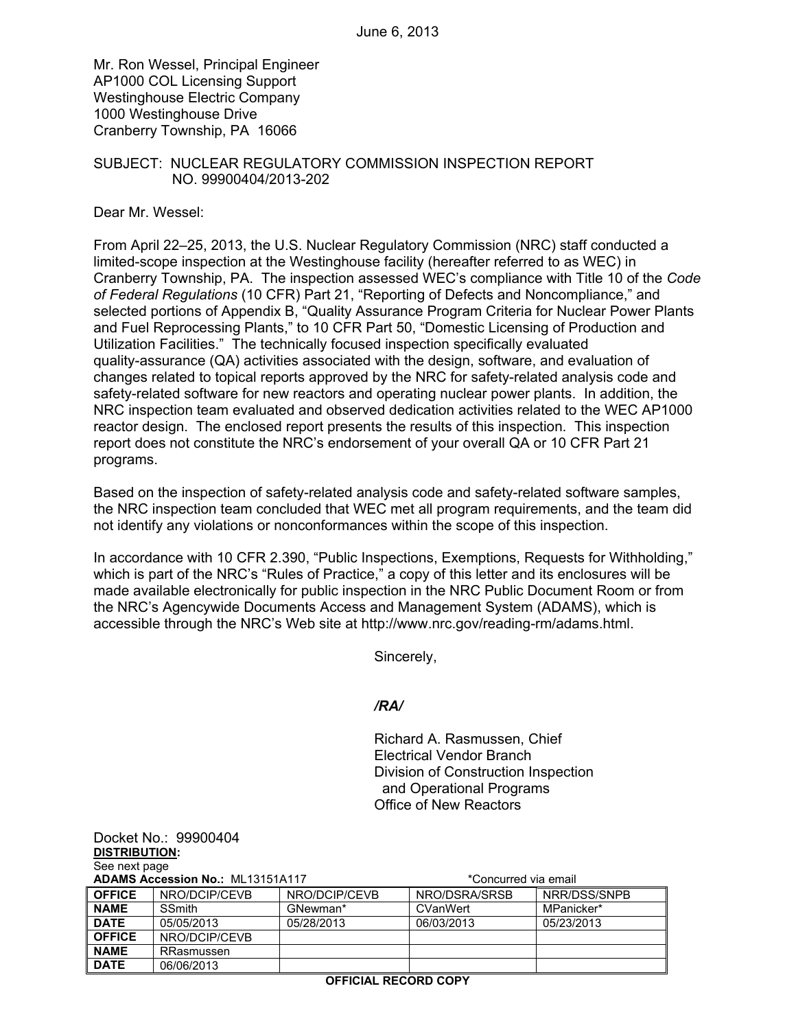June 6, 2013

Mr. Ron Wessel, Principal Engineer
AP1000 COL Licensing Support
Westinghouse Electric Company
1000 Westinghouse Drive
Cranberry Township, PA 16066

SUBJECT: NUCLEAR REGULATORY COMMISSION INSPECTION REPORT NO. 99900404/2013-202

Dear Mr. Wessel:

From April 22–25, 2013, the U.S. Nuclear Regulatory Commission (NRC) staff conducted a limited-scope inspection at the Westinghouse facility (hereafter referred to as WEC) in Cranberry Township, PA. The inspection assessed WEC's compliance with Title 10 of the *Code of Federal Regulations* (10 CFR) Part 21, "Reporting of Defects and Noncompliance," and selected portions of Appendix B, "Quality Assurance Program Criteria for Nuclear Power Plants and Fuel Reprocessing Plants," to 10 CFR Part 50, "Domestic Licensing of Production and Utilization Facilities." The technically focused inspection specifically evaluated quality-assurance (QA) activities associated with the design, software, and evaluation of changes related to topical reports approved by the NRC for safety-related analysis code and safety-related software for new reactors and operating nuclear power plants. In addition, the NRC inspection team evaluated and observed dedication activities related to the WEC AP1000 reactor design. The enclosed report presents the results of this inspection. This inspection report does not constitute the NRC's endorsement of your overall QA or 10 CFR Part 21 programs.

Based on the inspection of safety-related analysis code and safety-related software samples, the NRC inspection team concluded that WEC met all program requirements, and the team did not identify any violations or nonconformances within the scope of this inspection.

In accordance with 10 CFR 2.390, "Public Inspections, Exemptions, Requests for Withholding," which is part of the NRC's "Rules of Practice," a copy of this letter and its enclosures will be made available electronically for public inspection in the NRC Public Document Room or from the NRC's Agencywide Documents Access and Management System (ADAMS), which is accessible through the NRC's Web site at http://www.nrc.gov/reading-rm/adams.html.

Sincerely,

*/RA/*

Richard A. Rasmussen, Chief
Electrical Vendor Branch
Division of Construction Inspection
and Operational Programs
Office of New Reactors

Docket No.: 99900404

**DISTRIBUTION:**
See next page

**ADAMS Accession No.:** ML13151A117 *Concurred via email

| **OFFICE** | NRO/DCIP/CEVB | NRO/DCIP/CEVB | NRO/DSRA/SRSB | NRR/DSS/SNPB |
|---|---|---|---|---|
| **NAME** | SSmith | GNewman* | CVanWert | MPanicker* |
| **DATE** | 05/05/2013 | 05/28/2013 | 06/03/2013 | 05/23/2013 |
| **OFFICE** | NRO/DCIP/CEVB | | | |
| **NAME** | RRasmussen | | | |
| **DATE** | 06/06/2013 | | | |

**OFFICIAL RECORD COPY**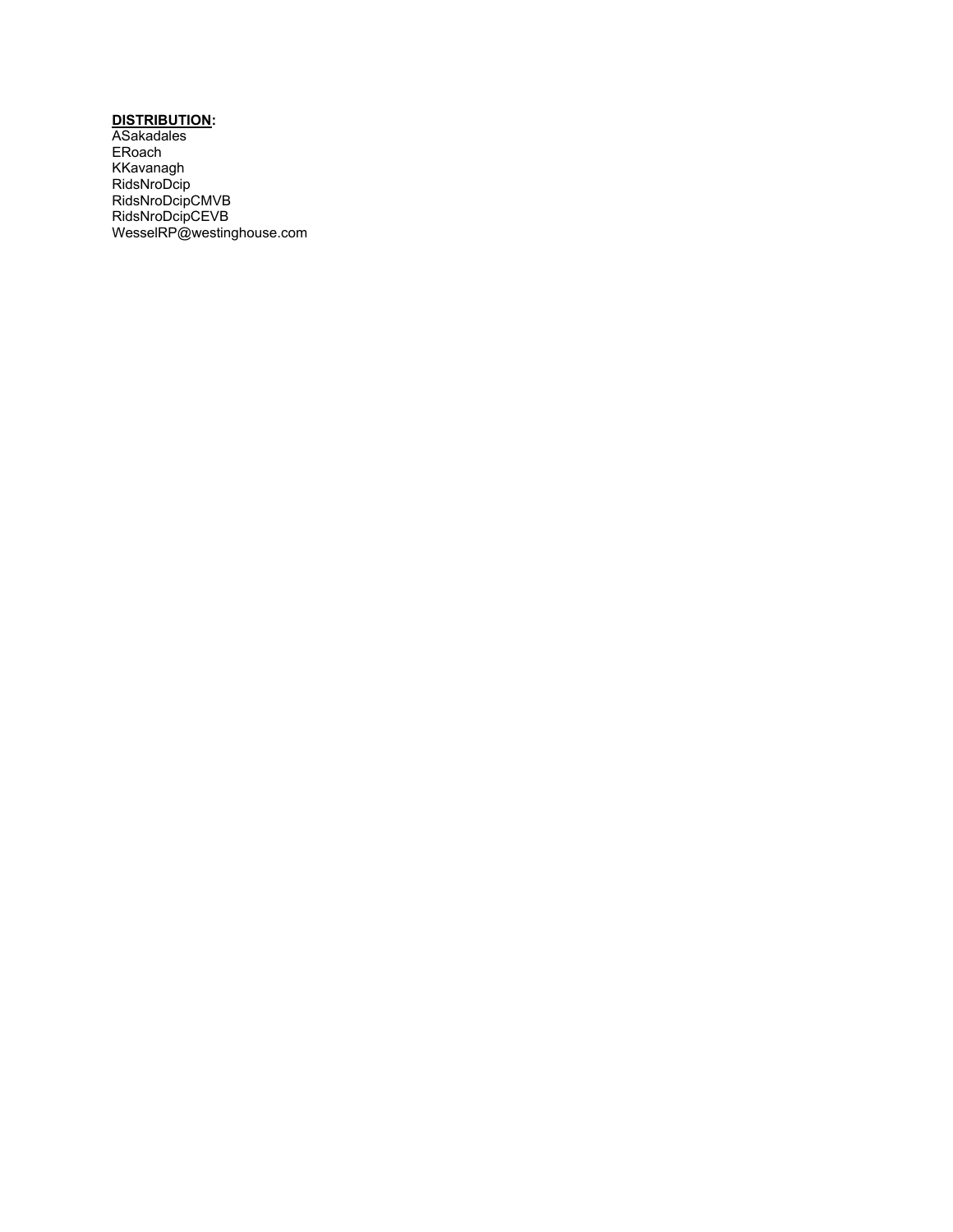**DISTRIBUTION:**

ASakadales
ERoach
KKavanagh
RidsNroDcip
RidsNroDcipCMVB
RidsNroDcipCEVB
WesselRP@westinghouse.com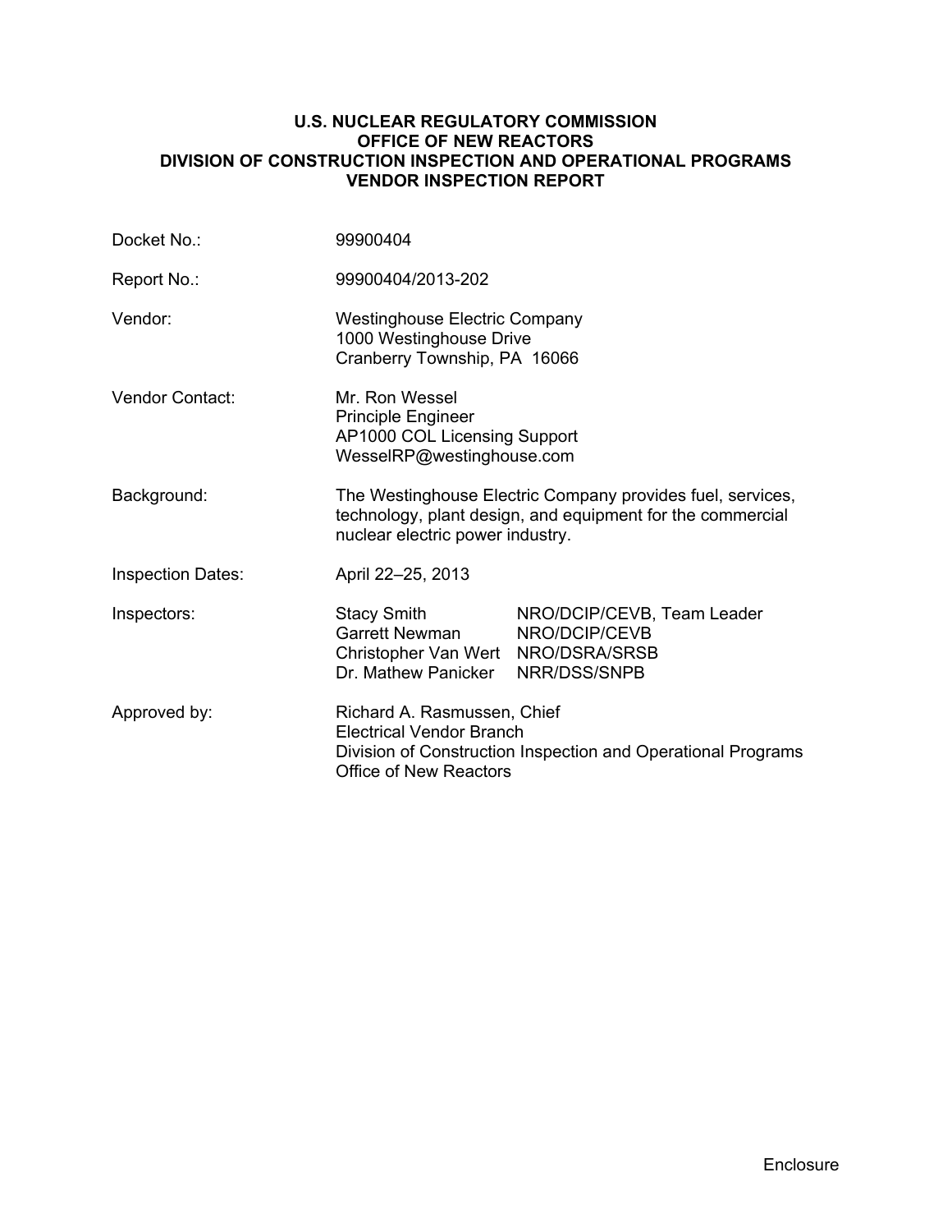**U.S. NUCLEAR REGULATORY COMMISSION**
**OFFICE OF NEW REACTORS**
**DIVISION OF CONSTRUCTION INSPECTION AND OPERATIONAL PROGRAMS**
**VENDOR INSPECTION REPORT**

| | | |
|---|---|---|
| Docket No.: | 99900404 | |
| Report No.: | 99900404/2013-202 | |
| Vendor: | Westinghouse Electric Company<br>1000 Westinghouse Drive<br>Cranberry Township, PA 16066 | |
| Vendor Contact: | Mr. Ron Wessel<br>Principle Engineer<br>AP1000 COL Licensing Support<br>WesselRP@westinghouse.com | |
| Background: | The Westinghouse Electric Company provides fuel, services, technology, plant design, and equipment for the commercial nuclear electric power industry. | |
| Inspection Dates: | April 22–25, 2013 | |
| Inspectors: | Stacy Smith | NRO/DCIP/CEVB, Team Leader |
| | Garrett Newman | NRO/DCIP/CEVB |
| | Christopher Van Wert | NRO/DSRA/SRSB |
| | Dr. Mathew Panicker | NRR/DSS/SNPB |
| Approved by: | Richard A. Rasmussen, Chief<br>Electrical Vendor Branch<br>Division of Construction Inspection and Operational Programs<br>Office of New Reactors | |

Enclosure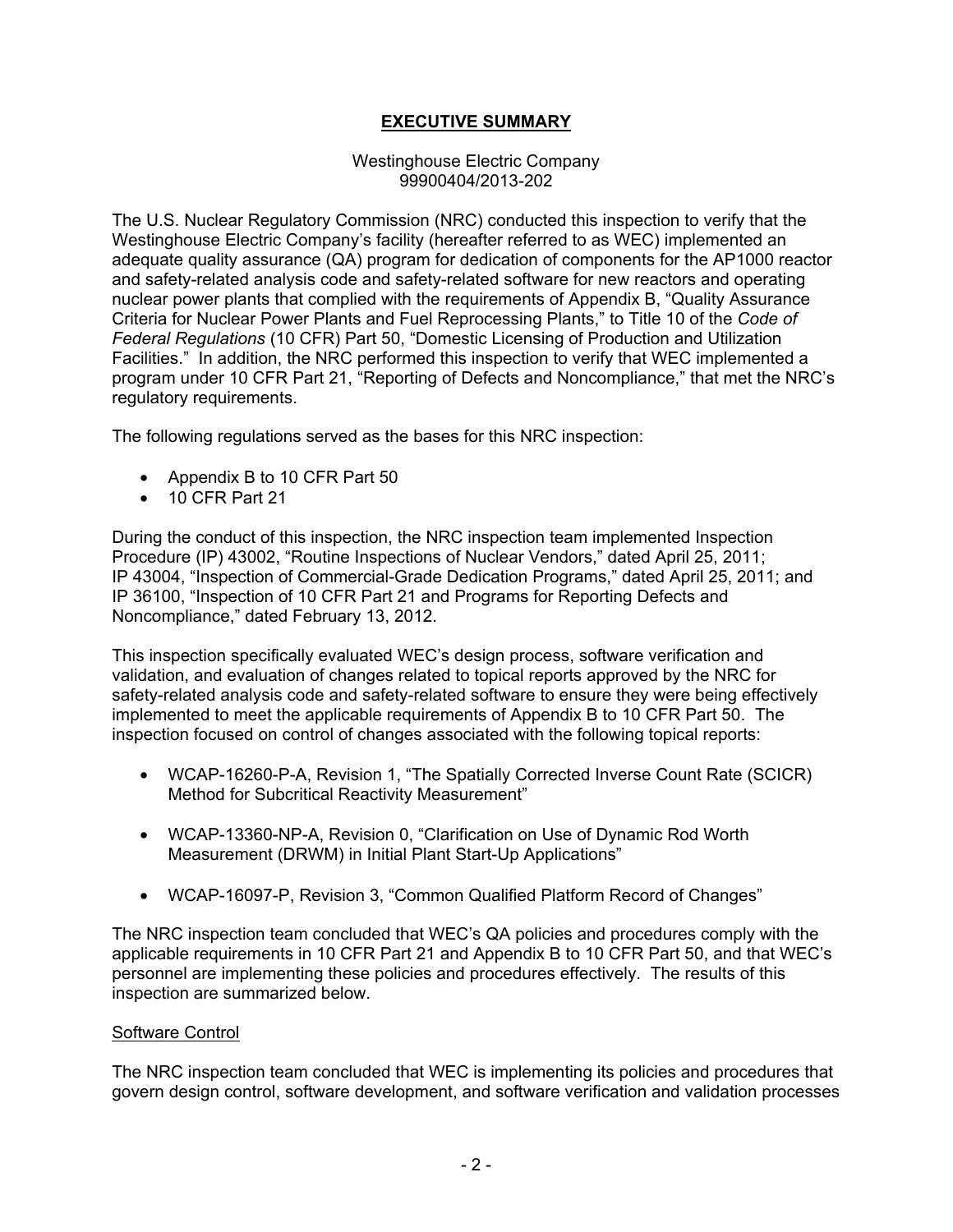# EXECUTIVE SUMMARY

Westinghouse Electric Company
99900404/2013-202

The U.S. Nuclear Regulatory Commission (NRC) conducted this inspection to verify that the Westinghouse Electric Company's facility (hereafter referred to as WEC) implemented an adequate quality assurance (QA) program for dedication of components for the AP1000 reactor and safety-related analysis code and safety-related software for new reactors and operating nuclear power plants that complied with the requirements of Appendix B, "Quality Assurance Criteria for Nuclear Power Plants and Fuel Reprocessing Plants," to Title 10 of the *Code of Federal Regulations* (10 CFR) Part 50, "Domestic Licensing of Production and Utilization Facilities." In addition, the NRC performed this inspection to verify that WEC implemented a program under 10 CFR Part 21, "Reporting of Defects and Noncompliance," that met the NRC's regulatory requirements.

The following regulations served as the bases for this NRC inspection:

- Appendix B to 10 CFR Part 50
- 10 CFR Part 21

During the conduct of this inspection, the NRC inspection team implemented Inspection Procedure (IP) 43002, "Routine Inspections of Nuclear Vendors," dated April 25, 2011; IP 43004, "Inspection of Commercial-Grade Dedication Programs," dated April 25, 2011; and IP 36100, "Inspection of 10 CFR Part 21 and Programs for Reporting Defects and Noncompliance," dated February 13, 2012.

This inspection specifically evaluated WEC's design process, software verification and validation, and evaluation of changes related to topical reports approved by the NRC for safety-related analysis code and safety-related software to ensure they were being effectively implemented to meet the applicable requirements of Appendix B to 10 CFR Part 50. The inspection focused on control of changes associated with the following topical reports:

- WCAP-16260-P-A, Revision 1, "The Spatially Corrected Inverse Count Rate (SCICR) Method for Subcritical Reactivity Measurement"
- WCAP-13360-NP-A, Revision 0, "Clarification on Use of Dynamic Rod Worth Measurement (DRWM) in Initial Plant Start-Up Applications"
- WCAP-16097-P, Revision 3, "Common Qualified Platform Record of Changes"

The NRC inspection team concluded that WEC's QA policies and procedures comply with the applicable requirements in 10 CFR Part 21 and Appendix B to 10 CFR Part 50, and that WEC's personnel are implementing these policies and procedures effectively. The results of this inspection are summarized below.

## Software Control

The NRC inspection team concluded that WEC is implementing its policies and procedures that govern design control, software development, and software verification and validation processes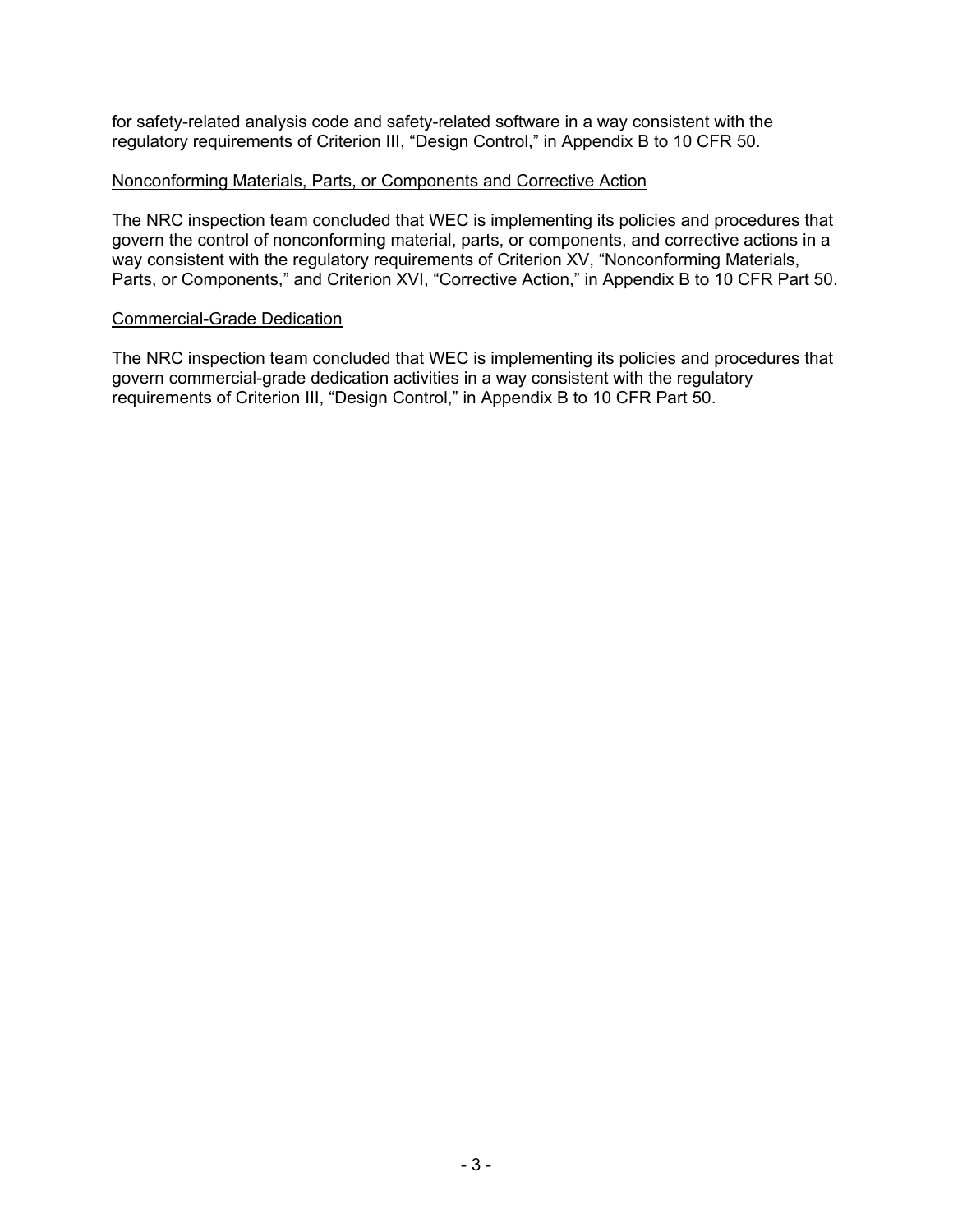for safety-related analysis code and safety-related software in a way consistent with the regulatory requirements of Criterion III, "Design Control," in Appendix B to 10 CFR 50.

<u>Nonconforming Materials, Parts, or Components and Corrective Action</u>

The NRC inspection team concluded that WEC is implementing its policies and procedures that govern the control of nonconforming material, parts, or components, and corrective actions in a way consistent with the regulatory requirements of Criterion XV, "Nonconforming Materials, Parts, or Components," and Criterion XVI, "Corrective Action," in Appendix B to 10 CFR Part 50.

<u>Commercial-Grade Dedication</u>

The NRC inspection team concluded that WEC is implementing its policies and procedures that govern commercial-grade dedication activities in a way consistent with the regulatory requirements of Criterion III, "Design Control," in Appendix B to 10 CFR Part 50.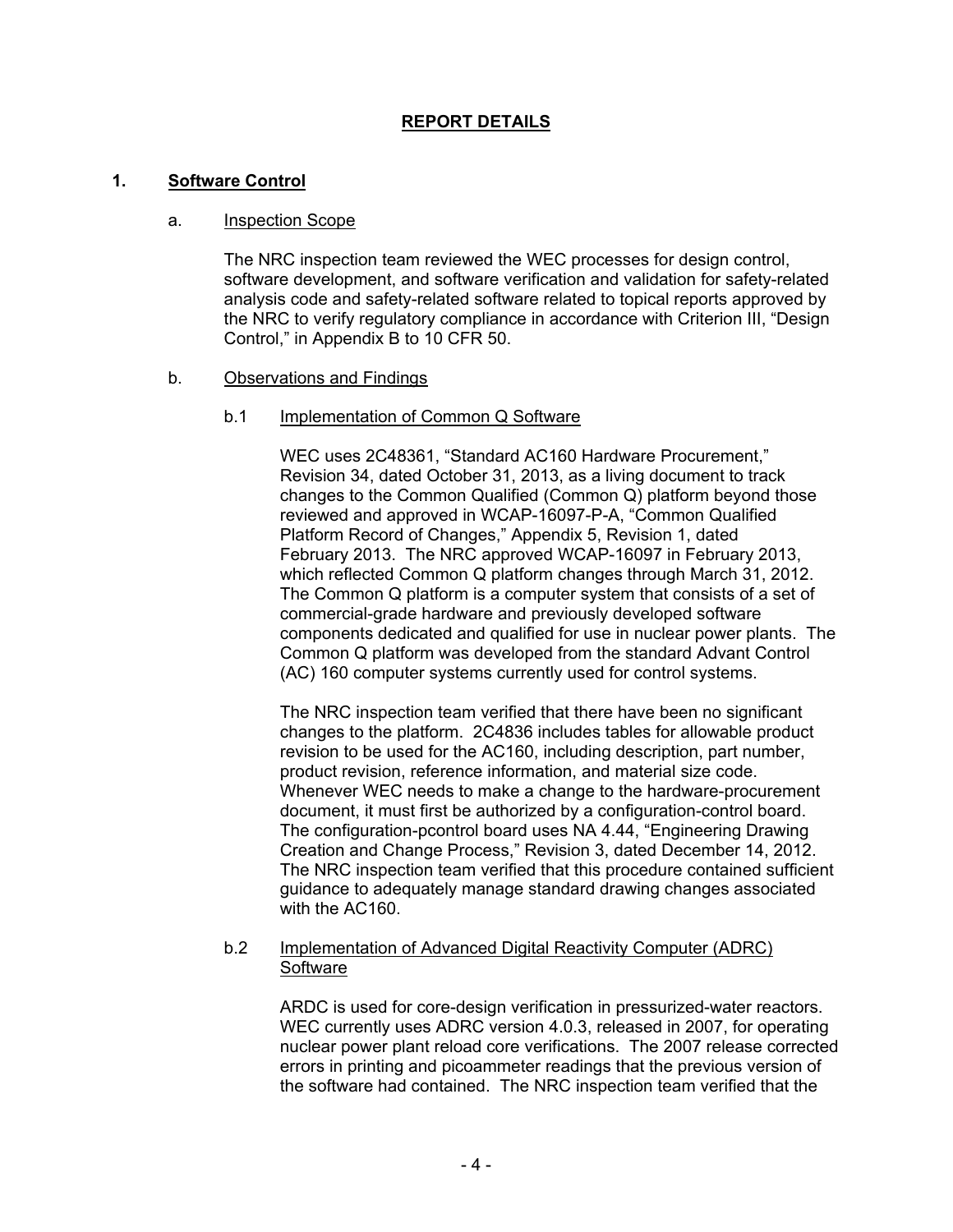## REPORT DETAILS

### 1. Software Control

a. Inspection Scope

The NRC inspection team reviewed the WEC processes for design control, software development, and software verification and validation for safety-related analysis code and safety-related software related to topical reports approved by the NRC to verify regulatory compliance in accordance with Criterion III, "Design Control," in Appendix B to 10 CFR 50.

b. Observations and Findings

b.1 Implementation of Common Q Software

WEC uses 2C48361, "Standard AC160 Hardware Procurement," Revision 34, dated October 31, 2013, as a living document to track changes to the Common Qualified (Common Q) platform beyond those reviewed and approved in WCAP-16097-P-A, "Common Qualified Platform Record of Changes," Appendix 5, Revision 1, dated February 2013. The NRC approved WCAP-16097 in February 2013, which reflected Common Q platform changes through March 31, 2012. The Common Q platform is a computer system that consists of a set of commercial-grade hardware and previously developed software components dedicated and qualified for use in nuclear power plants. The Common Q platform was developed from the standard Advant Control (AC) 160 computer systems currently used for control systems.

The NRC inspection team verified that there have been no significant changes to the platform. 2C4836 includes tables for allowable product revision to be used for the AC160, including description, part number, product revision, reference information, and material size code. Whenever WEC needs to make a change to the hardware-procurement document, it must first be authorized by a configuration-control board. The configuration-pcontrol board uses NA 4.44, "Engineering Drawing Creation and Change Process," Revision 3, dated December 14, 2012. The NRC inspection team verified that this procedure contained sufficient guidance to adequately manage standard drawing changes associated with the AC160.

b.2 Implementation of Advanced Digital Reactivity Computer (ADRC) Software

ARDC is used for core-design verification in pressurized-water reactors. WEC currently uses ADRC version 4.0.3, released in 2007, for operating nuclear power plant reload core verifications. The 2007 release corrected errors in printing and picoammeter readings that the previous version of the software had contained. The NRC inspection team verified that the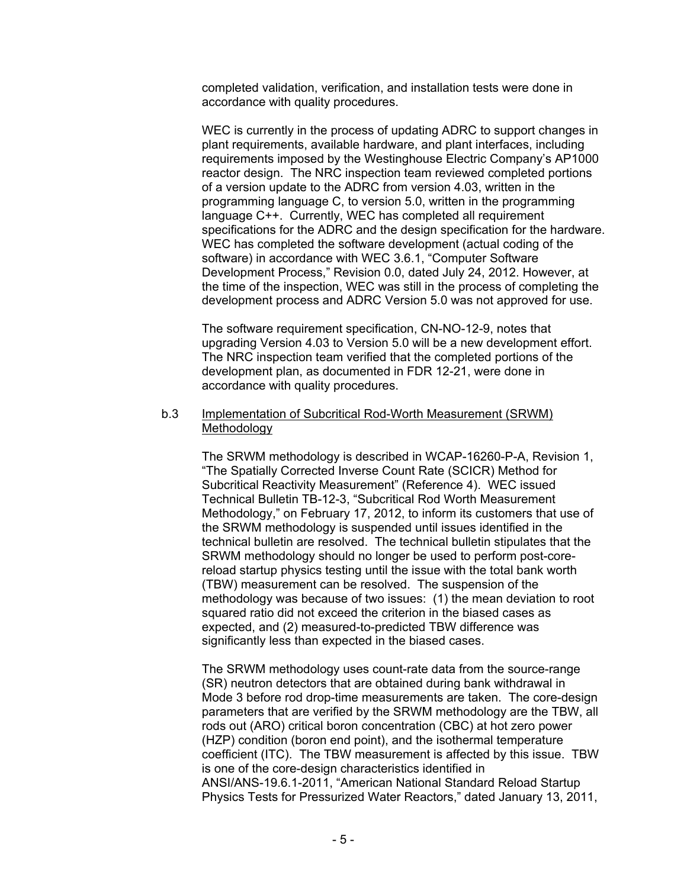completed validation, verification, and installation tests were done in accordance with quality procedures.

WEC is currently in the process of updating ADRC to support changes in plant requirements, available hardware, and plant interfaces, including requirements imposed by the Westinghouse Electric Company's AP1000 reactor design. The NRC inspection team reviewed completed portions of a version update to the ADRC from version 4.03, written in the programming language C, to version 5.0, written in the programming language C++. Currently, WEC has completed all requirement specifications for the ADRC and the design specification for the hardware. WEC has completed the software development (actual coding of the software) in accordance with WEC 3.6.1, "Computer Software Development Process," Revision 0.0, dated July 24, 2012. However, at the time of the inspection, WEC was still in the process of completing the development process and ADRC Version 5.0 was not approved for use.

The software requirement specification, CN-NO-12-9, notes that upgrading Version 4.03 to Version 5.0 will be a new development effort. The NRC inspection team verified that the completed portions of the development plan, as documented in FDR 12-21, were done in accordance with quality procedures.

b.3 Implementation of Subcritical Rod-Worth Measurement (SRWM) Methodology

The SRWM methodology is described in WCAP-16260-P-A, Revision 1, "The Spatially Corrected Inverse Count Rate (SCICR) Method for Subcritical Reactivity Measurement" (Reference 4). WEC issued Technical Bulletin TB-12-3, "Subcritical Rod Worth Measurement Methodology," on February 17, 2012, to inform its customers that use of the SRWM methodology is suspended until issues identified in the technical bulletin are resolved. The technical bulletin stipulates that the SRWM methodology should no longer be used to perform post-core-reload startup physics testing until the issue with the total bank worth (TBW) measurement can be resolved. The suspension of the methodology was because of two issues: (1) the mean deviation to root squared ratio did not exceed the criterion in the biased cases as expected, and (2) measured-to-predicted TBW difference was significantly less than expected in the biased cases.

The SRWM methodology uses count-rate data from the source-range (SR) neutron detectors that are obtained during bank withdrawal in Mode 3 before rod drop-time measurements are taken. The core-design parameters that are verified by the SRWM methodology are the TBW, all rods out (ARO) critical boron concentration (CBC) at hot zero power (HZP) condition (boron end point), and the isothermal temperature coefficient (ITC). The TBW measurement is affected by this issue. TBW is one of the core-design characteristics identified in ANSI/ANS-19.6.1-2011, "American National Standard Reload Startup Physics Tests for Pressurized Water Reactors," dated January 13, 2011,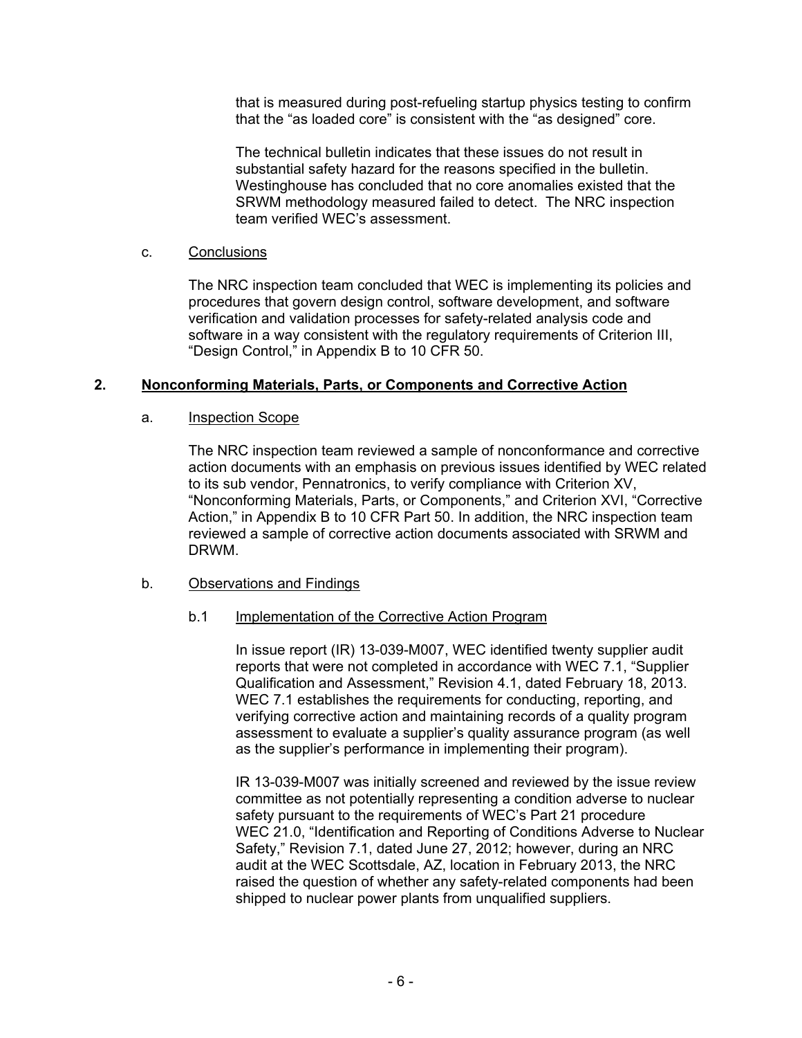that is measured during post-refueling startup physics testing to confirm that the "as loaded core" is consistent with the "as designed" core.

The technical bulletin indicates that these issues do not result in substantial safety hazard for the reasons specified in the bulletin. Westinghouse has concluded that no core anomalies existed that the SRWM methodology measured failed to detect. The NRC inspection team verified WEC's assessment.

c. Conclusions

The NRC inspection team concluded that WEC is implementing its policies and procedures that govern design control, software development, and software verification and validation processes for safety-related analysis code and software in a way consistent with the regulatory requirements of Criterion III, "Design Control," in Appendix B to 10 CFR 50.

## 2. Nonconforming Materials, Parts, or Components and Corrective Action

a. Inspection Scope

The NRC inspection team reviewed a sample of nonconformance and corrective action documents with an emphasis on previous issues identified by WEC related to its sub vendor, Pennatronics, to verify compliance with Criterion XV, "Nonconforming Materials, Parts, or Components," and Criterion XVI, "Corrective Action," in Appendix B to 10 CFR Part 50. In addition, the NRC inspection team reviewed a sample of corrective action documents associated with SRWM and DRWM.

b. Observations and Findings

b.1 Implementation of the Corrective Action Program

In issue report (IR) 13-039-M007, WEC identified twenty supplier audit reports that were not completed in accordance with WEC 7.1, "Supplier Qualification and Assessment," Revision 4.1, dated February 18, 2013. WEC 7.1 establishes the requirements for conducting, reporting, and verifying corrective action and maintaining records of a quality program assessment to evaluate a supplier's quality assurance program (as well as the supplier's performance in implementing their program).

IR 13-039-M007 was initially screened and reviewed by the issue review committee as not potentially representing a condition adverse to nuclear safety pursuant to the requirements of WEC's Part 21 procedure WEC 21.0, "Identification and Reporting of Conditions Adverse to Nuclear Safety," Revision 7.1, dated June 27, 2012; however, during an NRC audit at the WEC Scottsdale, AZ, location in February 2013, the NRC raised the question of whether any safety-related components had been shipped to nuclear power plants from unqualified suppliers.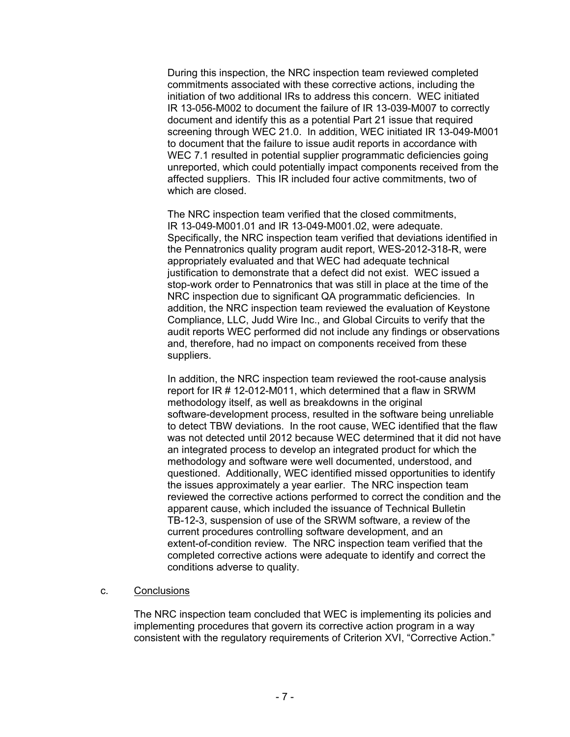During this inspection, the NRC inspection team reviewed completed commitments associated with these corrective actions, including the initiation of two additional IRs to address this concern. WEC initiated IR 13-056-M002 to document the failure of IR 13-039-M007 to correctly document and identify this as a potential Part 21 issue that required screening through WEC 21.0. In addition, WEC initiated IR 13-049-M001 to document that the failure to issue audit reports in accordance with WEC 7.1 resulted in potential supplier programmatic deficiencies going unreported, which could potentially impact components received from the affected suppliers. This IR included four active commitments, two of which are closed.

The NRC inspection team verified that the closed commitments, IR 13-049-M001.01 and IR 13-049-M001.02, were adequate. Specifically, the NRC inspection team verified that deviations identified in the Pennatronics quality program audit report, WES-2012-318-R, were appropriately evaluated and that WEC had adequate technical justification to demonstrate that a defect did not exist. WEC issued a stop-work order to Pennatronics that was still in place at the time of the NRC inspection due to significant QA programmatic deficiencies. In addition, the NRC inspection team reviewed the evaluation of Keystone Compliance, LLC, Judd Wire Inc., and Global Circuits to verify that the audit reports WEC performed did not include any findings or observations and, therefore, had no impact on components received from these suppliers.

In addition, the NRC inspection team reviewed the root-cause analysis report for IR # 12-012-M011, which determined that a flaw in SRWM methodology itself, as well as breakdowns in the original software-development process, resulted in the software being unreliable to detect TBW deviations. In the root cause, WEC identified that the flaw was not detected until 2012 because WEC determined that it did not have an integrated process to develop an integrated product for which the methodology and software were well documented, understood, and questioned. Additionally, WEC identified missed opportunities to identify the issues approximately a year earlier. The NRC inspection team reviewed the corrective actions performed to correct the condition and the apparent cause, which included the issuance of Technical Bulletin TB-12-3, suspension of use of the SRWM software, a review of the current procedures controlling software development, and an extent-of-condition review. The NRC inspection team verified that the completed corrective actions were adequate to identify and correct the conditions adverse to quality.

c. Conclusions

The NRC inspection team concluded that WEC is implementing its policies and implementing procedures that govern its corrective action program in a way consistent with the regulatory requirements of Criterion XVI, "Corrective Action."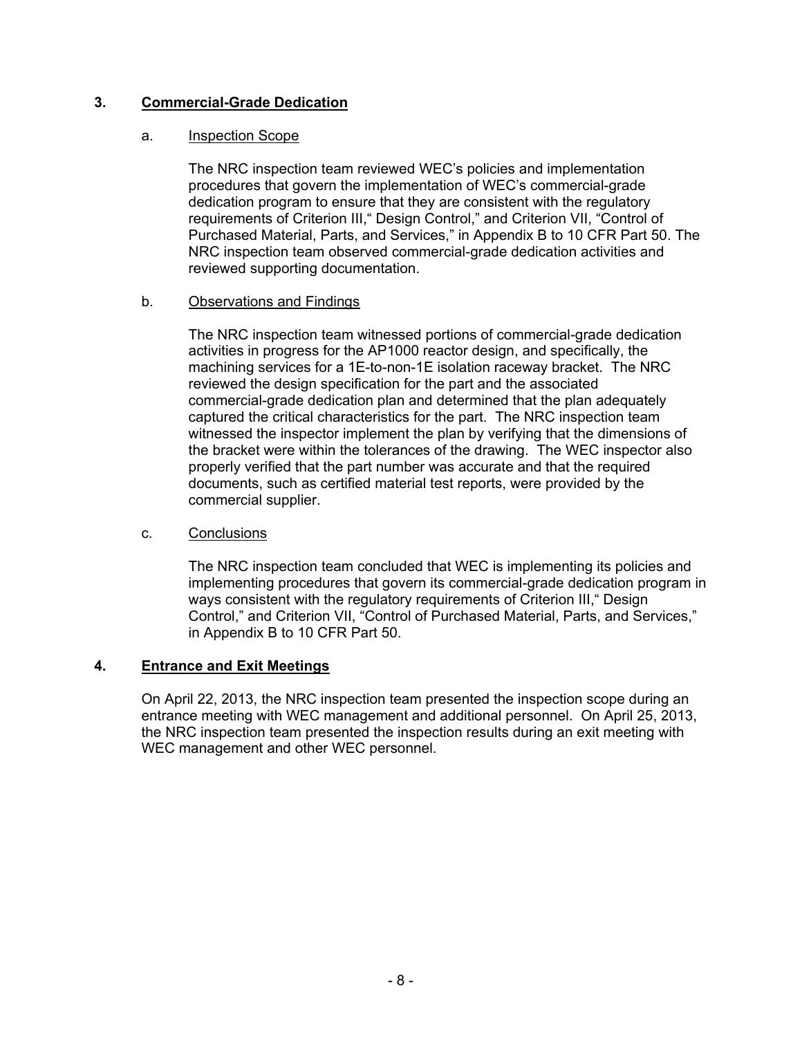## 3. Commercial-Grade Dedication

### a. Inspection Scope

The NRC inspection team reviewed WEC's policies and implementation procedures that govern the implementation of WEC's commercial-grade dedication program to ensure that they are consistent with the regulatory requirements of Criterion III," Design Control," and Criterion VII, "Control of Purchased Material, Parts, and Services," in Appendix B to 10 CFR Part 50. The NRC inspection team observed commercial-grade dedication activities and reviewed supporting documentation.

### b. Observations and Findings

The NRC inspection team witnessed portions of commercial-grade dedication activities in progress for the AP1000 reactor design, and specifically, the machining services for a 1E-to-non-1E isolation raceway bracket. The NRC reviewed the design specification for the part and the associated commercial-grade dedication plan and determined that the plan adequately captured the critical characteristics for the part. The NRC inspection team witnessed the inspector implement the plan by verifying that the dimensions of the bracket were within the tolerances of the drawing. The WEC inspector also properly verified that the part number was accurate and that the required documents, such as certified material test reports, were provided by the commercial supplier.

### c. Conclusions

The NRC inspection team concluded that WEC is implementing its policies and implementing procedures that govern its commercial-grade dedication program in ways consistent with the regulatory requirements of Criterion III," Design Control," and Criterion VII, "Control of Purchased Material, Parts, and Services," in Appendix B to 10 CFR Part 50.

## 4. Entrance and Exit Meetings

On April 22, 2013, the NRC inspection team presented the inspection scope during an entrance meeting with WEC management and additional personnel. On April 25, 2013, the NRC inspection team presented the inspection results during an exit meeting with WEC management and other WEC personnel.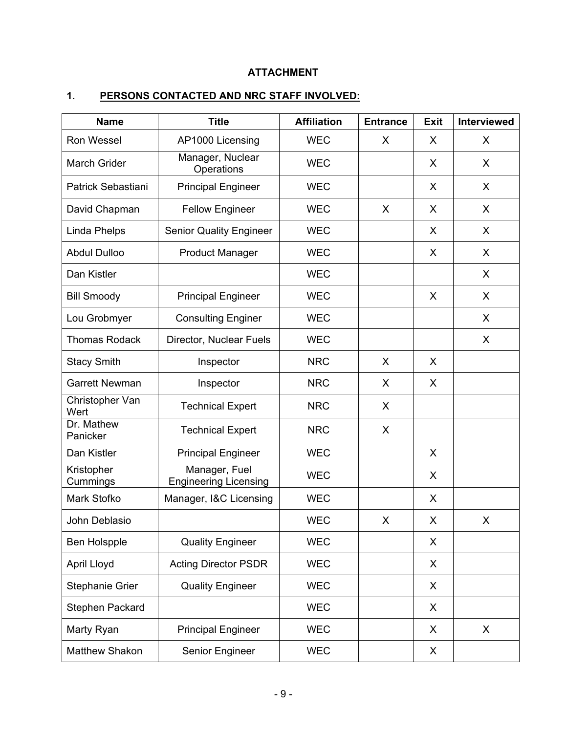**ATTACHMENT**

**1. PERSONS CONTACTED AND NRC STAFF INVOLVED:**

| Name | Title | Affiliation | Entrance | Exit | Interviewed |
|---|---|---|---|---|---|
| Ron Wessel | AP1000 Licensing | WEC | X | X | X |
| March Grider | Manager, Nuclear Operations | WEC | | X | X |
| Patrick Sebastiani | Principal Engineer | WEC | | X | X |
| David Chapman | Fellow Engineer | WEC | X | X | X |
| Linda Phelps | Senior Quality Engineer | WEC | | X | X |
| Abdul Dulloo | Product Manager | WEC | | X | X |
| Dan Kistler | | WEC | | | X |
| Bill Smoody | Principal Engineer | WEC | | X | X |
| Lou Grobmyer | Consulting Enginer | WEC | | | X |
| Thomas Rodack | Director, Nuclear Fuels | WEC | | | X |
| Stacy Smith | Inspector | NRC | X | X | |
| Garrett Newman | Inspector | NRC | X | X | |
| Christopher Van Wert | Technical Expert | NRC | X | | |
| Dr. Mathew Panicker | Technical Expert | NRC | X | | |
| Dan Kistler | Principal Engineer | WEC | | X | |
| Kristopher Cummings | Manager, Fuel Engineering Licensing | WEC | | X | |
| Mark Stofko | Manager, I&C Licensing | WEC | | X | |
| John Deblasio | | WEC | X | X | X |
| Ben Holspple | Quality Engineer | WEC | | X | |
| April Lloyd | Acting Director PSDR | WEC | | X | |
| Stephanie Grier | Quality Engineer | WEC | | X | |
| Stephen Packard | | WEC | | X | |
| Marty Ryan | Principal Engineer | WEC | | X | X |
| Matthew Shakon | Senior Engineer | WEC | | X | |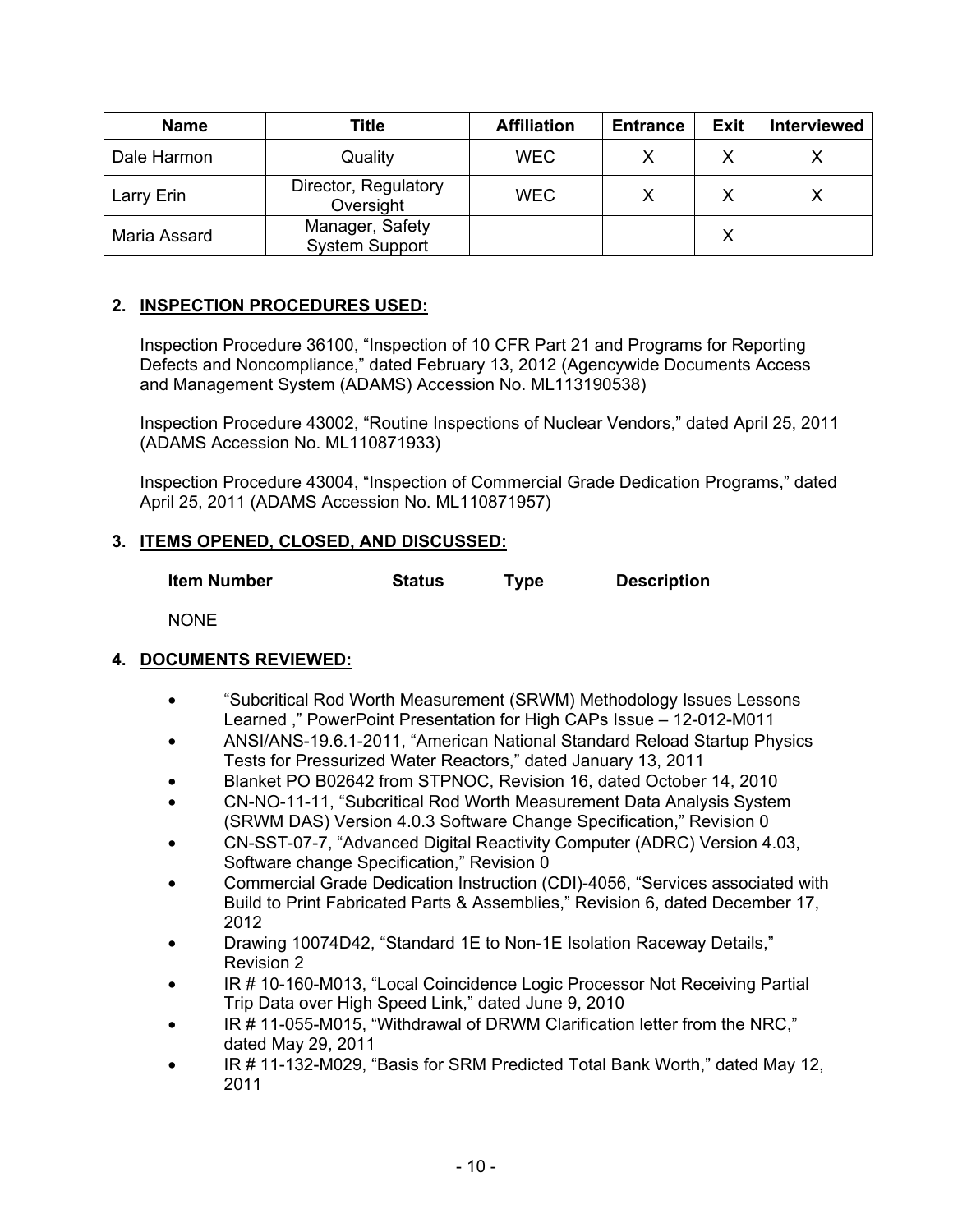| Name | Title | Affiliation | Entrance | Exit | Interviewed |
|---|---|---|---|---|---|
| Dale Harmon | Quality | WEC | X | X | X |
| Larry Erin | Director, Regulatory Oversight | WEC | X | X | X |
| Maria Assard | Manager, Safety System Support | | | X | |

## 2. INSPECTION PROCEDURES USED:

Inspection Procedure 36100, "Inspection of 10 CFR Part 21 and Programs for Reporting Defects and Noncompliance," dated February 13, 2012 (Agencywide Documents Access and Management System (ADAMS) Accession No. ML113190538)

Inspection Procedure 43002, "Routine Inspections of Nuclear Vendors," dated April 25, 2011 (ADAMS Accession No. ML110871933)

Inspection Procedure 43004, "Inspection of Commercial Grade Dedication Programs," dated April 25, 2011 (ADAMS Accession No. ML110871957)

## 3. ITEMS OPENED, CLOSED, AND DISCUSSED:

| Item Number | Status | Type | Description |
|---|---|---|---|
| NONE | | | |

## 4. DOCUMENTS REVIEWED:

- "Subcritical Rod Worth Measurement (SRWM) Methodology Issues Lessons Learned ," PowerPoint Presentation for High CAPs Issue – 12-012-M011
- ANSI/ANS-19.6.1-2011, "American National Standard Reload Startup Physics Tests for Pressurized Water Reactors," dated January 13, 2011
- Blanket PO B02642 from STPNOC, Revision 16, dated October 14, 2010
- CN-NO-11-11, "Subcritical Rod Worth Measurement Data Analysis System (SRWM DAS) Version 4.0.3 Software Change Specification," Revision 0
- CN-SST-07-7, "Advanced Digital Reactivity Computer (ADRC) Version 4.03, Software change Specification," Revision 0
- Commercial Grade Dedication Instruction (CDI)-4056, "Services associated with Build to Print Fabricated Parts & Assemblies," Revision 6, dated December 17, 2012
- Drawing 10074D42, "Standard 1E to Non-1E Isolation Raceway Details," Revision 2
- IR # 10-160-M013, "Local Coincidence Logic Processor Not Receiving Partial Trip Data over High Speed Link," dated June 9, 2010
- IR # 11-055-M015, "Withdrawal of DRWM Clarification letter from the NRC," dated May 29, 2011
- IR # 11-132-M029, "Basis for SRM Predicted Total Bank Worth," dated May 12, 2011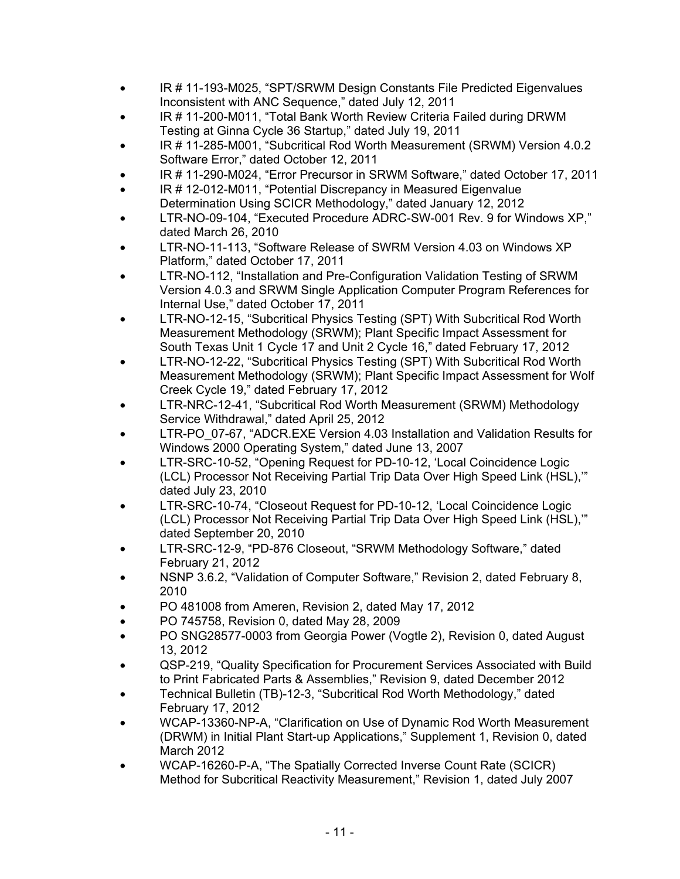- IR # 11-193-M025, "SPT/SRWM Design Constants File Predicted Eigenvalues Inconsistent with ANC Sequence," dated July 12, 2011
- IR # 11-200-M011, "Total Bank Worth Review Criteria Failed during DRWM Testing at Ginna Cycle 36 Startup," dated July 19, 2011
- IR # 11-285-M001, "Subcritical Rod Worth Measurement (SRWM) Version 4.0.2 Software Error," dated October 12, 2011
- IR # 11-290-M024, "Error Precursor in SRWM Software," dated October 17, 2011
- IR # 12-012-M011, "Potential Discrepancy in Measured Eigenvalue Determination Using SCICR Methodology," dated January 12, 2012
- LTR-NO-09-104, "Executed Procedure ADRC-SW-001 Rev. 9 for Windows XP," dated March 26, 2010
- LTR-NO-11-113, "Software Release of SWRM Version 4.03 on Windows XP Platform," dated October 17, 2011
- LTR-NO-112, "Installation and Pre-Configuration Validation Testing of SRWM Version 4.0.3 and SRWM Single Application Computer Program References for Internal Use," dated October 17, 2011
- LTR-NO-12-15, "Subcritical Physics Testing (SPT) With Subcritical Rod Worth Measurement Methodology (SRWM); Plant Specific Impact Assessment for South Texas Unit 1 Cycle 17 and Unit 2 Cycle 16," dated February 17, 2012
- LTR-NO-12-22, "Subcritical Physics Testing (SPT) With Subcritical Rod Worth Measurement Methodology (SRWM); Plant Specific Impact Assessment for Wolf Creek Cycle 19," dated February 17, 2012
- LTR-NRC-12-41, "Subcritical Rod Worth Measurement (SRWM) Methodology Service Withdrawal," dated April 25, 2012
- LTR-PO_07-67, "ADCR.EXE Version 4.03 Installation and Validation Results for Windows 2000 Operating System," dated June 13, 2007
- LTR-SRC-10-52, "Opening Request for PD-10-12, 'Local Coincidence Logic (LCL) Processor Not Receiving Partial Trip Data Over High Speed Link (HSL),'" dated July 23, 2010
- LTR-SRC-10-74, "Closeout Request for PD-10-12, 'Local Coincidence Logic (LCL) Processor Not Receiving Partial Trip Data Over High Speed Link (HSL),'" dated September 20, 2010
- LTR-SRC-12-9, "PD-876 Closeout, "SRWM Methodology Software," dated February 21, 2012
- NSNP 3.6.2, "Validation of Computer Software," Revision 2, dated February 8, 2010
- PO 481008 from Ameren, Revision 2, dated May 17, 2012
- PO 745758, Revision 0, dated May 28, 2009
- PO SNG28577-0003 from Georgia Power (Vogtle 2), Revision 0, dated August 13, 2012
- QSP-219, "Quality Specification for Procurement Services Associated with Build to Print Fabricated Parts & Assemblies," Revision 9, dated December 2012
- Technical Bulletin (TB)-12-3, "Subcritical Rod Worth Methodology," dated February 17, 2012
- WCAP-13360-NP-A, "Clarification on Use of Dynamic Rod Worth Measurement (DRWM) in Initial Plant Start-up Applications," Supplement 1, Revision 0, dated March 2012
- WCAP-16260-P-A, "The Spatially Corrected Inverse Count Rate (SCICR) Method for Subcritical Reactivity Measurement," Revision 1, dated July 2007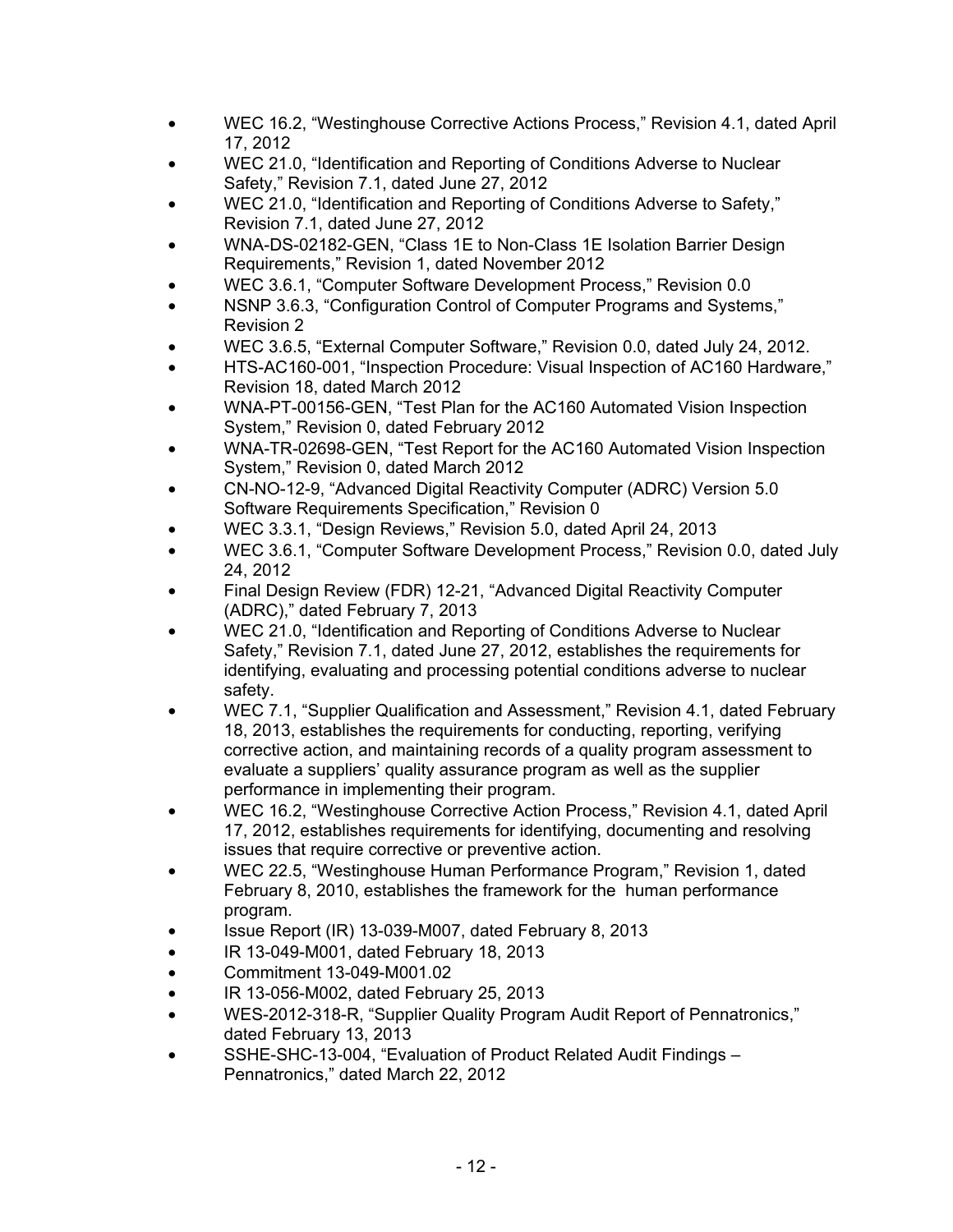- WEC 16.2, "Westinghouse Corrective Actions Process," Revision 4.1, dated April 17, 2012
- WEC 21.0, "Identification and Reporting of Conditions Adverse to Nuclear Safety," Revision 7.1, dated June 27, 2012
- WEC 21.0, "Identification and Reporting of Conditions Adverse to Safety," Revision 7.1, dated June 27, 2012
- WNA-DS-02182-GEN, "Class 1E to Non-Class 1E Isolation Barrier Design Requirements," Revision 1, dated November 2012
- WEC 3.6.1, "Computer Software Development Process," Revision 0.0
- NSNP 3.6.3, "Configuration Control of Computer Programs and Systems," Revision 2
- WEC 3.6.5, "External Computer Software," Revision 0.0, dated July 24, 2012.
- HTS-AC160-001, "Inspection Procedure: Visual Inspection of AC160 Hardware," Revision 18, dated March 2012
- WNA-PT-00156-GEN, "Test Plan for the AC160 Automated Vision Inspection System," Revision 0, dated February 2012
- WNA-TR-02698-GEN, "Test Report for the AC160 Automated Vision Inspection System," Revision 0, dated March 2012
- CN-NO-12-9, "Advanced Digital Reactivity Computer (ADRC) Version 5.0 Software Requirements Specification," Revision 0
- WEC 3.3.1, "Design Reviews," Revision 5.0, dated April 24, 2013
- WEC 3.6.1, "Computer Software Development Process," Revision 0.0, dated July 24, 2012
- Final Design Review (FDR) 12-21, "Advanced Digital Reactivity Computer (ADRC)," dated February 7, 2013
- WEC 21.0, "Identification and Reporting of Conditions Adverse to Nuclear Safety," Revision 7.1, dated June 27, 2012, establishes the requirements for identifying, evaluating and processing potential conditions adverse to nuclear safety.
- WEC 7.1, "Supplier Qualification and Assessment," Revision 4.1, dated February 18, 2013, establishes the requirements for conducting, reporting, verifying corrective action, and maintaining records of a quality program assessment to evaluate a suppliers' quality assurance program as well as the supplier performance in implementing their program.
- WEC 16.2, "Westinghouse Corrective Action Process," Revision 4.1, dated April 17, 2012, establishes requirements for identifying, documenting and resolving issues that require corrective or preventive action.
- WEC 22.5, "Westinghouse Human Performance Program," Revision 1, dated February 8, 2010, establishes the framework for the human performance program.
- Issue Report (IR) 13-039-M007, dated February 8, 2013
- IR 13-049-M001, dated February 18, 2013
- Commitment 13-049-M001.02
- IR 13-056-M002, dated February 25, 2013
- WES-2012-318-R, "Supplier Quality Program Audit Report of Pennatronics," dated February 13, 2013
- SSHE-SHC-13-004, "Evaluation of Product Related Audit Findings – Pennatronics," dated March 22, 2012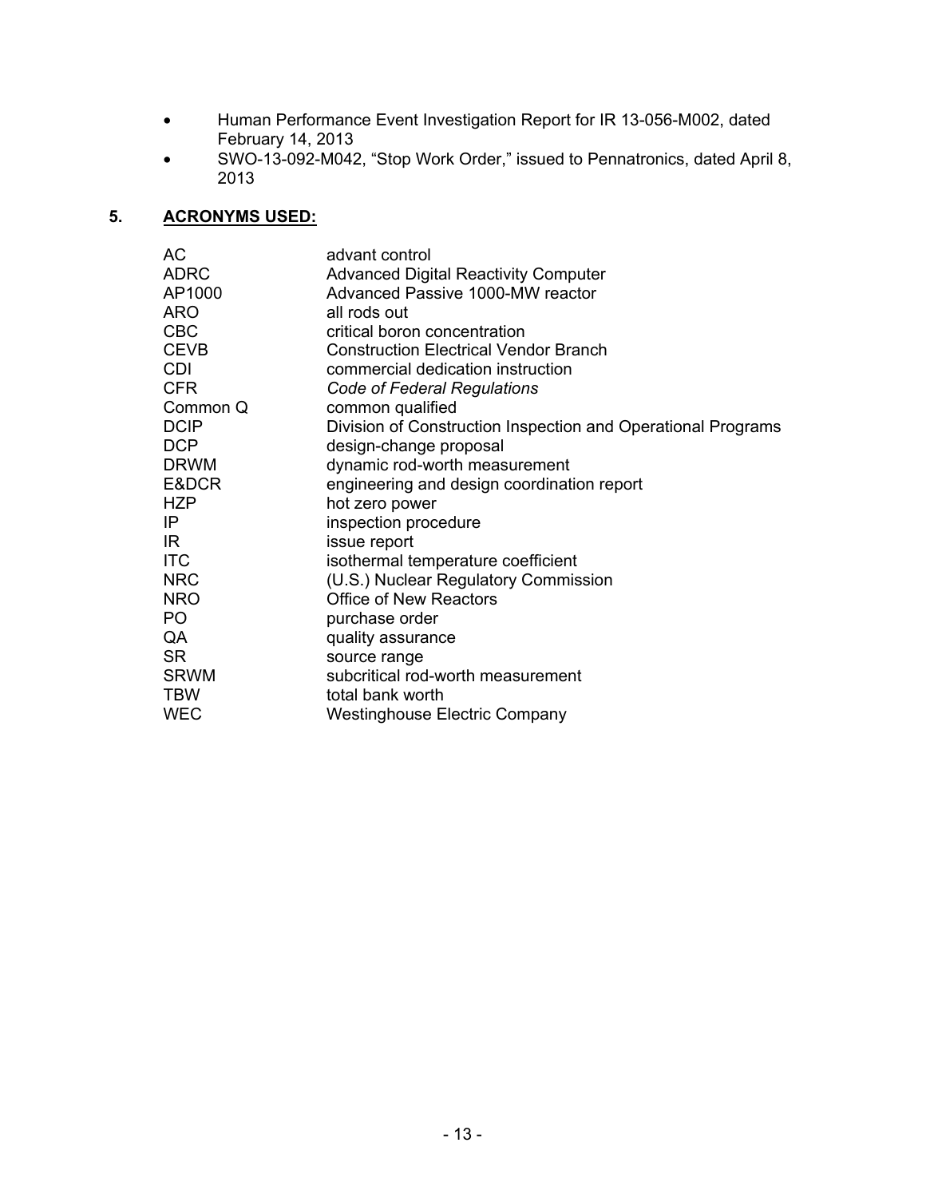- Human Performance Event Investigation Report for IR 13-056-M002, dated February 14, 2013
- SWO-13-092-M042, "Stop Work Order," issued to Pennatronics, dated April 8, 2013

## 5. ACRONYMS USED:

| | |
|---|---|
| AC | advant control |
| ADRC | Advanced Digital Reactivity Computer |
| AP1000 | Advanced Passive 1000-MW reactor |
| ARO | all rods out |
| CBC | critical boron concentration |
| CEVB | Construction Electrical Vendor Branch |
| CDI | commercial dedication instruction |
| CFR | *Code of Federal Regulations* |
| Common Q | common qualified |
| DCIP | Division of Construction Inspection and Operational Programs |
| DCP | design-change proposal |
| DRWM | dynamic rod-worth measurement |
| E&DCR | engineering and design coordination report |
| HZP | hot zero power |
| IP | inspection procedure |
| IR | issue report |
| ITC | isothermal temperature coefficient |
| NRC | (U.S.) Nuclear Regulatory Commission |
| NRO | Office of New Reactors |
| PO | purchase order |
| QA | quality assurance |
| SR | source range |
| SRWM | subcritical rod-worth measurement |
| TBW | total bank worth |
| WEC | Westinghouse Electric Company |